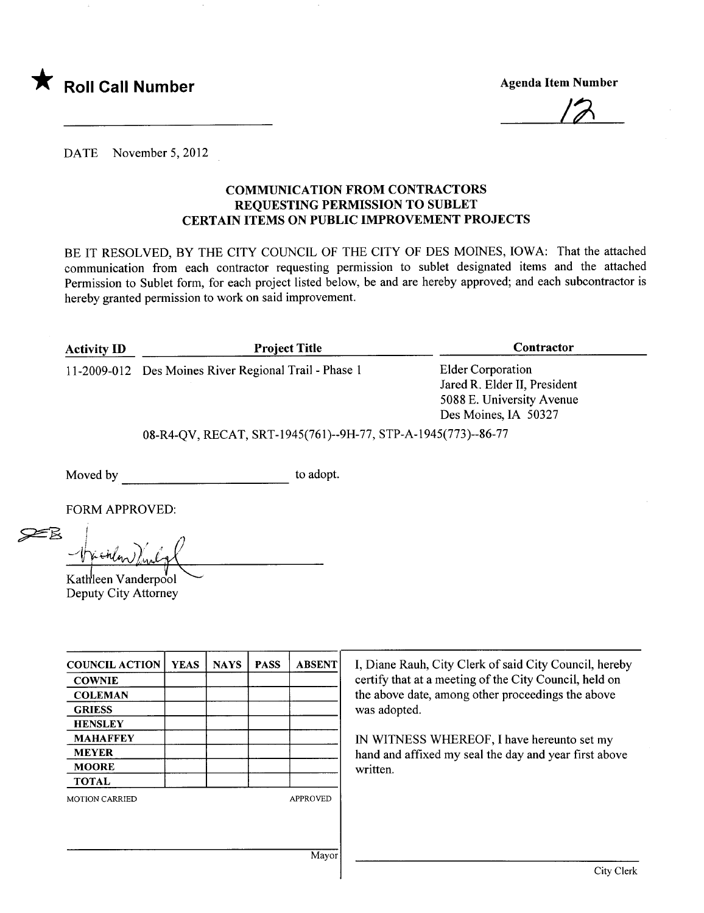★ **Roll Call Number**

**Agenda Item Number**

12

DATE November 5, 2012

## COMMUNICATION FROM CONTRACTORS REQUESTING PERMISSION TO SUBLET CERTAIN ITEMS ON PUBLIC IMPROVEMENT PROJECTS

BE IT RESOLVED, BY THE CITY COUNCIL OF THE CITY OF DES MOINES, IOWA: That the attached communication from each contractor requesting permission to sublet designated items and the attached Permission to Sublet form, for each project listed below, be and are hereby approved; and each subcontractor is hereby granted permission to work on said improvement.

| Activity ID | Project Title | Contractor |
|---|---|---|
| 11-2009-012 | Des Moines River Regional Trail - Phase 1 | Elder Corporation<br>Jared R. Elder II, President<br>5088 E. University Avenue<br>Des Moines, IA 50327 |

08-R4-QV, RECAT, SRT-1945(761)--9H-77, STP-A-1945(773)--86-77

Moved by ______________________ to adopt.

FORM APPROVED:

Kathleen Vanderpool
Deputy City Attorney

| COUNCIL ACTION | YEAS | NAYS | PASS | ABSENT |
|---|---|---|---|---|
| COWNIE | | | | |
| COLEMAN | | | | |
| GRIESS | | | | |
| HENSLEY | | | | |
| MAHAFFEY | | | | |
| MEYER | | | | |
| MOORE | | | | |
| TOTAL | | | | |

MOTION CARRIED APPROVED

______________________ Mayor

I, Diane Rauh, City Clerk of said City Council, hereby certify that at a meeting of the City Council, held on the above date, among other proceedings the above was adopted.

IN WITNESS WHEREOF, I have hereunto set my hand and affixed my seal the day and year first above written.

______________________ City Clerk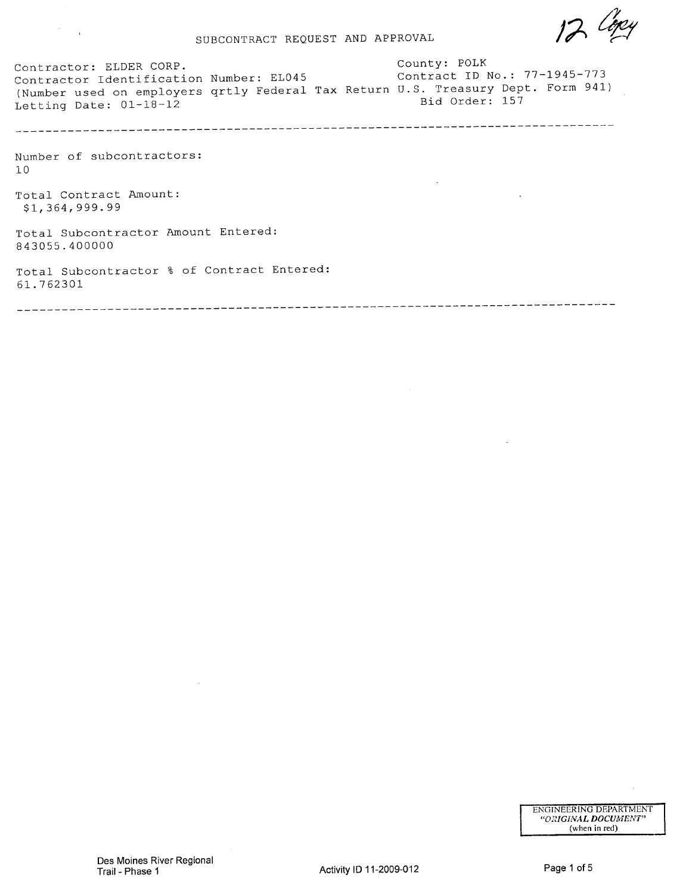# SUBCONTRACT REQUEST AND APPROVAL

12 Copy

Contractor: ELDER CORP.
Contractor Identification Number: EL045
(Number used on employers qrtly Federal Tax Return U.S. Treasury Dept. Form 941)
Letting Date: 01-18-12

County: POLK
Contract ID No.: 77-1945-773
Bid Order: 157

---

Number of subcontractors:
10

Total Contract Amount:
$1,364,999.99

Total Subcontractor Amount Entered:
843055.400000

Total Subcontractor % of Contract Entered:
61.762301

---

ENGINEERING DEPARTMENT
*"ORIGINAL DOCUMENT"*
(when in red)

Des Moines River Regional Trail - Phase 1

Activity ID 11-2009-012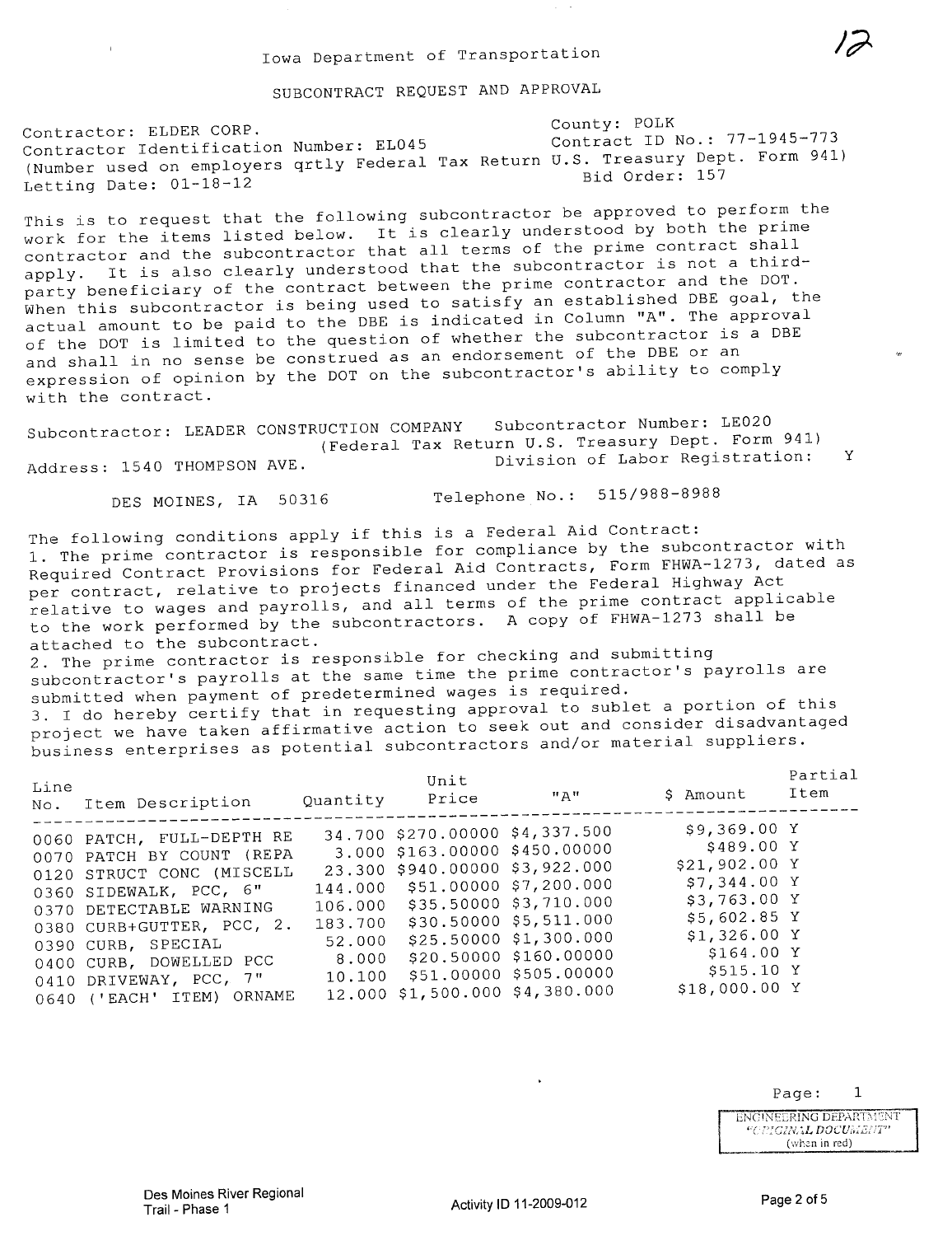Iowa Department of Transportation

SUBCONTRACT REQUEST AND APPROVAL

Contractor: ELDER CORP.
Contractor Identification Number: EL045
(Number used on employers qrtly Federal Tax Return U.S. Treasury Dept. Form 941)
Letting Date: 01-18-12

County: POLK
Contract ID No.: 77-1945-773
Bid Order: 157

This is to request that the following subcontractor be approved to perform the work for the items listed below. It is clearly understood by both the prime contractor and the subcontractor that all terms of the prime contract shall apply. It is also clearly understood that the subcontractor is not a third-party beneficiary of the contract between the prime contractor and the DOT. When this subcontractor is being used to satisfy an established DBE goal, the actual amount to be paid to the DBE is indicated in Column "A". The approval of the DOT is limited to the question of whether the subcontractor is a DBE and shall in no sense be construed as an endorsement of the DBE or an expression of opinion by the DOT on the subcontractor's ability to comply with the contract.

Subcontractor: LEADER CONSTRUCTION COMPANY
Subcontractor Number: LE020
(Federal Tax Return U.S. Treasury Dept. Form 941)
Division of Labor Registration: Y

Address: 1540 THOMPSON AVE.
DES MOINES, IA 50316
Telephone No.: 515/988-8988

The following conditions apply if this is a Federal Aid Contract:

1. The prime contractor is responsible for compliance by the subcontractor with Required Contract Provisions for Federal Aid Contracts, Form FHWA-1273, dated as per contract, relative to projects financed under the Federal Highway Act relative to wages and payrolls, and all terms of the prime contract applicable to the work performed by the subcontractors. A copy of FHWA-1273 shall be attached to the subcontract.
2. The prime contractor is responsible for checking and submitting subcontractor's payrolls at the same time the prime contractor's payrolls are submitted when payment of predetermined wages is required.
3. I do hereby certify that in requesting approval to sublet a portion of this project we have taken affirmative action to seek out and consider disadvantaged business enterprises as potential subcontractors and/or material suppliers.

| Line No. | Item Description | Quantity | Unit Price | "A" | $ Amount | Partial Item |
|---|---|---|---|---|---|---|
| 0060 | PATCH, FULL-DEPTH RE | 34.700 | $270.00000 | $4,337.500 | $9,369.00 | Y |
| 0070 | PATCH BY COUNT (REPA | 3.000 | $163.00000 | $450.00000 | $489.00 | Y |
| 0120 | STRUCT CONC (MISCELL | 23.300 | $940.00000 | $3,922.000 | $21,902.00 | Y |
| 0360 | SIDEWALK, PCC, 6" | 144.000 | $51.00000 | $7,200.000 | $7,344.00 | Y |
| 0370 | DETECTABLE WARNING | 106.000 | $35.50000 | $3,710.000 | $3,763.00 | Y |
| 0380 | CURB+GUTTER, PCC, 2. | 183.700 | $30.50000 | $5,511.000 | $5,602.85 | Y |
| 0390 | CURB, SPECIAL | 52.000 | $25.50000 | $1,300.000 | $1,326.00 | Y |
| 0400 | CURB, DOWELLED PCC | 8.000 | $20.50000 | $160.00000 | $164.00 | Y |
| 0410 | DRIVEWAY, PCC, 7" | 10.100 | $51.00000 | $505.00000 | $515.10 | Y |
| 0640 | ('EACH' ITEM) ORNAME | 12.000 | $1,500.000 | $4,380.000 | $18,000.00 | Y |

ENGINEERING DEPARTMENT
"ORIGINAL DOCUMENT"
(when in red)

Des Moines River Regional Trail - Phase 1

Activity ID 11-2009-012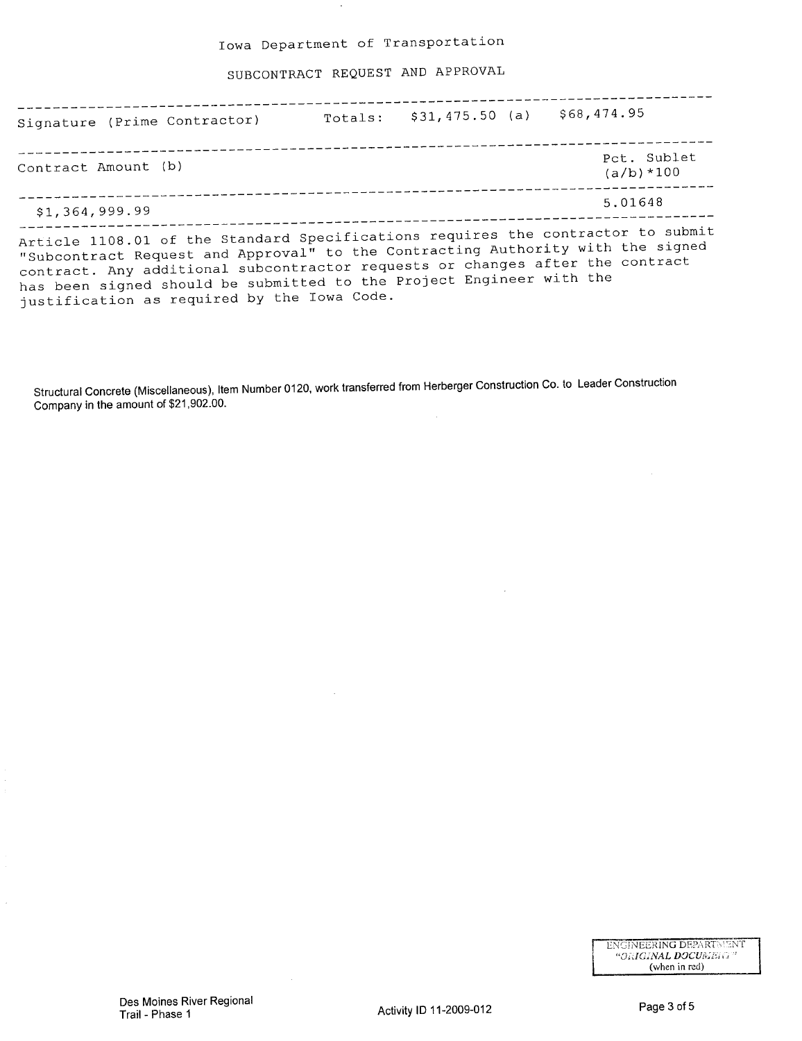Iowa Department of Transportation

SUBCONTRACT REQUEST AND APPROVAL

| Signature (Prime Contractor) | Totals: | $31,475.50 (a) | $68,474.95 |
|---|---|---|---|

| Contract Amount (b) | Pct. Sublet (a/b)*100 |
|---|---|
| $1,364,999.99 | 5.01648 |

Article 1108.01 of the Standard Specifications requires the contractor to submit "Subcontract Request and Approval" to the Contracting Authority with the signed contract. Any additional subcontractor requests or changes after the contract has been signed should be submitted to the Project Engineer with the justification as required by the Iowa Code.

Structural Concrete (Miscellaneous), Item Number 0120, work transferred from Herberger Construction Co. to Leader Construction Company in the amount of $21,902.00.

ENGINEERING DEPARTMENT
"ORIGINAL DOCUMENT"
(when in red)

Des Moines River Regional Trail - Phase 1

Activity ID 11-2009-012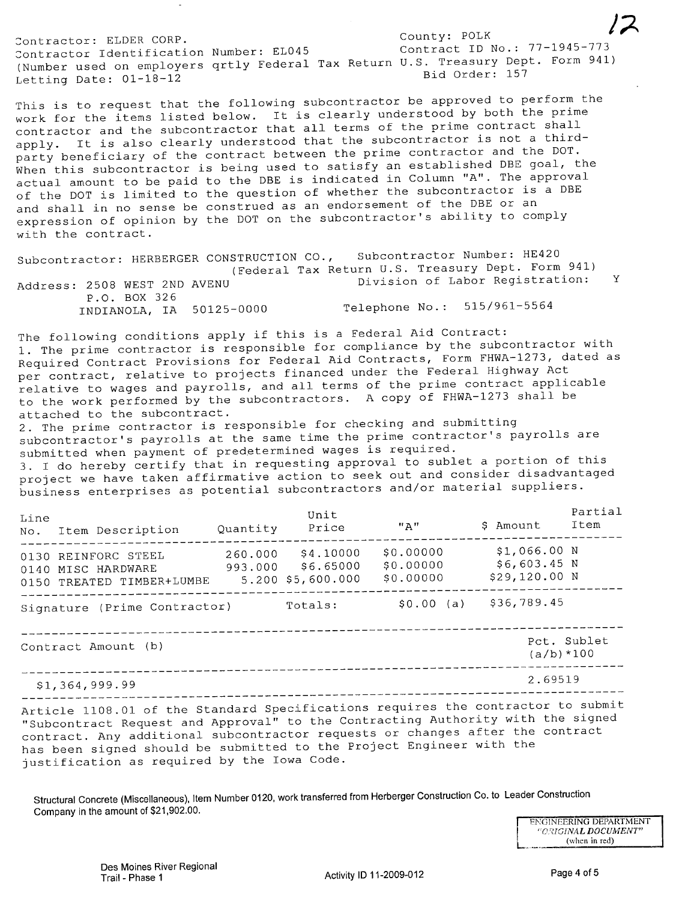Contractor: ELDER CORP.
Contractor Identification Number: EL045
(Number used on employers qrtly Federal Tax Return U.S. Treasury Dept. Form 941)
Letting Date: 01-18-12

County: POLK
Contract ID No.: 77-1945-773
Bid Order: 157

This is to request that the following subcontractor be approved to perform the work for the items listed below. It is clearly understood by both the prime contractor and the subcontractor that all terms of the prime contract shall apply. It is also clearly understood that the subcontractor is not a third-party beneficiary of the contract between the prime contractor and the DOT. When this subcontractor is being used to satisfy an established DBE goal, the actual amount to be paid to the DBE is indicated in Column "A". The approval of the DOT is limited to the question of whether the subcontractor is a DBE and shall in no sense be construed as an endorsement of the DBE or an expression of opinion by the DOT on the subcontractor's ability to comply with the contract.

Subcontractor: HERBERGER CONSTRUCTION CO., Subcontractor Number: HE420
(Federal Tax Return U.S. Treasury Dept. Form 941)
Address: 2508 WEST 2ND AVENU
P.O. BOX 326
INDIANOLA, IA 50125-0000

Division of Labor Registration: Y
Telephone No.: 515/961-5564

The following conditions apply if this is a Federal Aid Contract:

1. The prime contractor is responsible for compliance by the subcontractor with Required Contract Provisions for Federal Aid Contracts, Form FHWA-1273, dated as per contract, relative to projects financed under the Federal Highway Act relative to wages and payrolls, and all terms of the prime contract applicable to the work performed by the subcontractors. A copy of FHWA-1273 shall be attached to the subcontract.
2. The prime contractor is responsible for checking and submitting subcontractor's payrolls at the same time the prime contractor's payrolls are submitted when payment of predetermined wages is required.
3. I do hereby certify that in requesting approval to sublet a portion of this project we have taken affirmative action to seek out and consider disadvantaged business enterprises as potential subcontractors and/or material suppliers.

| Line No. | Item Description | Quantity | Unit Price | "A" | $ Amount | Partial Item |
|---|---|---|---|---|---|---|
| 0130 | REINFORC STEEL | 260.000 | $4.10000 | $0.00000 | $1,066.00 | N |
| 0140 | MISC HARDWARE | 993.000 | $6.65000 | $0.00000 | $6,603.45 | N |
| 0150 | TREATED TIMBER+LUMBE | 5.200 | $5,600.000 | $0.00000 | $29,120.00 | N |
| Signature (Prime Contractor) | | | Totals: | $0.00 (a) | $36,789.45 | |

| Contract Amount (b) | Pct. Sublet (a/b)*100 |
|---|---|
| $1,364,999.99 | 2.69519 |

Article 1108.01 of the Standard Specifications requires the contractor to submit "Subcontract Request and Approval" to the Contracting Authority with the signed contract. Any additional subcontractor requests or changes after the contract has been signed should be submitted to the Project Engineer with the justification as required by the Iowa Code.

Structural Concrete (Miscellaneous), Item Number 0120, work transferred from Herberger Construction Co. to Leader Construction Company in the amount of $21,902.00.

ENGINEERING DEPARTMENT
*"ORIGINAL DOCUMENT"*
(when in red)

Des Moines River Regional Trail - Phase 1

Activity ID 11-2009-012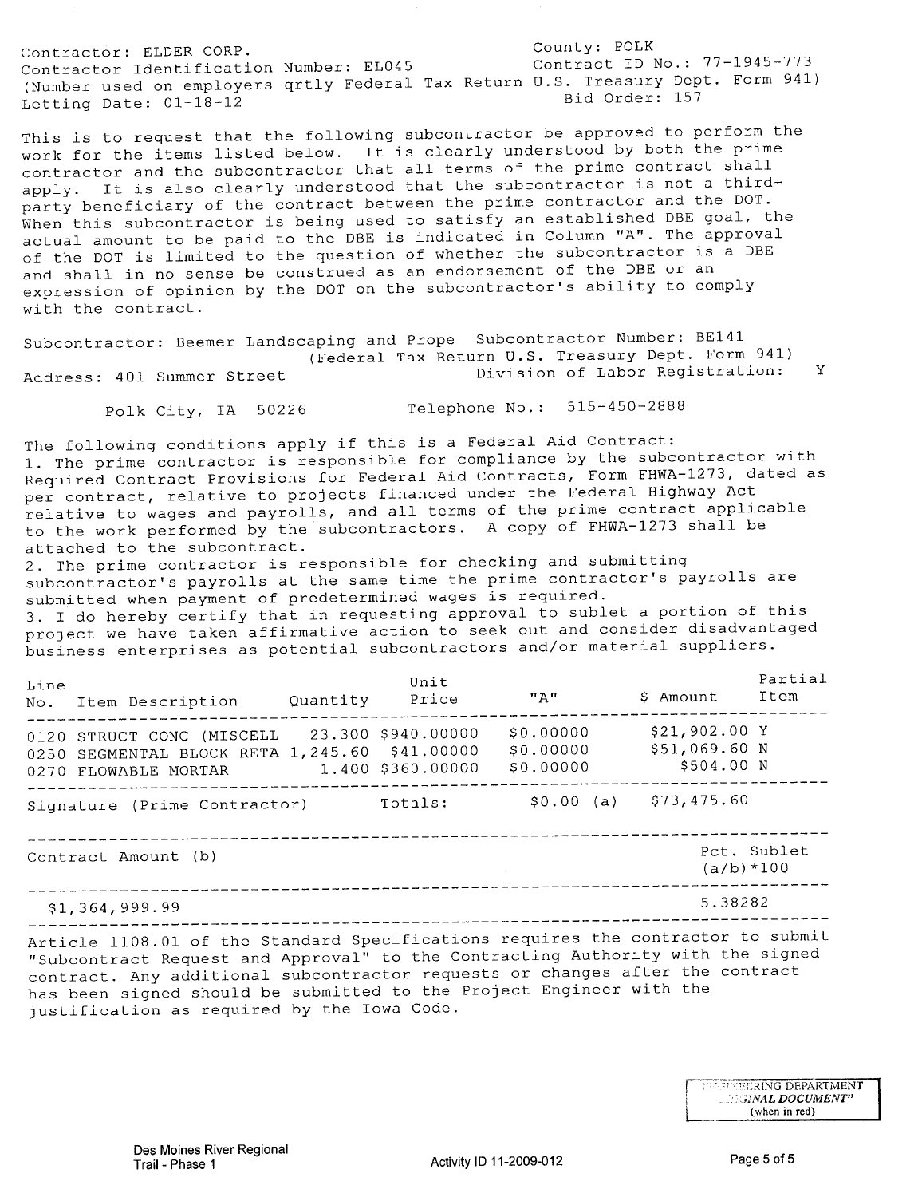Contractor: ELDER CORP.
Contractor Identification Number: EL045
(Number used on employers qrtly Federal Tax Return U.S. Treasury Dept. Form 941)
Letting Date: 01-18-12

County: POLK
Contract ID No.: 77-1945-773
Bid Order: 157

This is to request that the following subcontractor be approved to perform the work for the items listed below. It is clearly understood by both the prime contractor and the subcontractor that all terms of the prime contract shall apply. It is also clearly understood that the subcontractor is not a third-party beneficiary of the contract between the prime contractor and the DOT. When this subcontractor is being used to satisfy an established DBE goal, the actual amount to be paid to the DBE is indicated in Column "A". The approval of the DOT is limited to the question of whether the subcontractor is a DBE and shall in no sense be construed as an endorsement of the DBE or an expression of opinion by the DOT on the subcontractor's ability to comply with the contract.

Subcontractor: Beemer Landscaping and Prope Subcontractor Number: BE141
(Federal Tax Return U.S. Treasury Dept. Form 941)
Address: 401 Summer Street Division of Labor Registration: Y

Polk City, IA 50226 Telephone No.: 515-450-2888

The following conditions apply if this is a Federal Aid Contract:
1. The prime contractor is responsible for compliance by the subcontractor with Required Contract Provisions for Federal Aid Contracts, Form FHWA-1273, dated as per contract, relative to projects financed under the Federal Highway Act relative to wages and payrolls, and all terms of the prime contract applicable to the work performed by the subcontractors. A copy of FHWA-1273 shall be attached to the subcontract.
2. The prime contractor is responsible for checking and submitting subcontractor's payrolls at the same time the prime contractor's payrolls are submitted when payment of predetermined wages is required.
3. I do hereby certify that in requesting approval to sublet a portion of this project we have taken affirmative action to seek out and consider disadvantaged business enterprises as potential subcontractors and/or material suppliers.

| Line No. | Item Description | Quantity | Unit Price | "A" | $ Amount | Partial Item |
|---|---|---|---|---|---|---|
| 0120 | STRUCT CONC (MISCELL | 23.300 | $940.00000 | $0.00000 | $21,902.00 | Y |
| 0250 | SEGMENTAL BLOCK RETA | 1,245.60 | $41.00000 | $0.00000 | $51,069.60 | N |
| 0270 | FLOWABLE MORTAR | 1.400 | $360.00000 | $0.00000 | $504.00 | N |
| Signature (Prime Contractor) | | | Totals: | $0.00 (a) | $73,475.60 | |

| Contract Amount (b) | Pct. Sublet (a/b)*100 |
|---|---|
| $1,364,999.99 | 5.38282 |

Article 1108.01 of the Standard Specifications requires the contractor to submit "Subcontract Request and Approval" to the Contracting Authority with the signed contract. Any additional subcontractor requests or changes after the contract has been signed should be submitted to the Project Engineer with the justification as required by the Iowa Code.

ENGINEERING DEPARTMENT
"ORIGINAL DOCUMENT"
(when in red)

Des Moines River Regional Trail - Phase 1

Activity ID 11-2009-012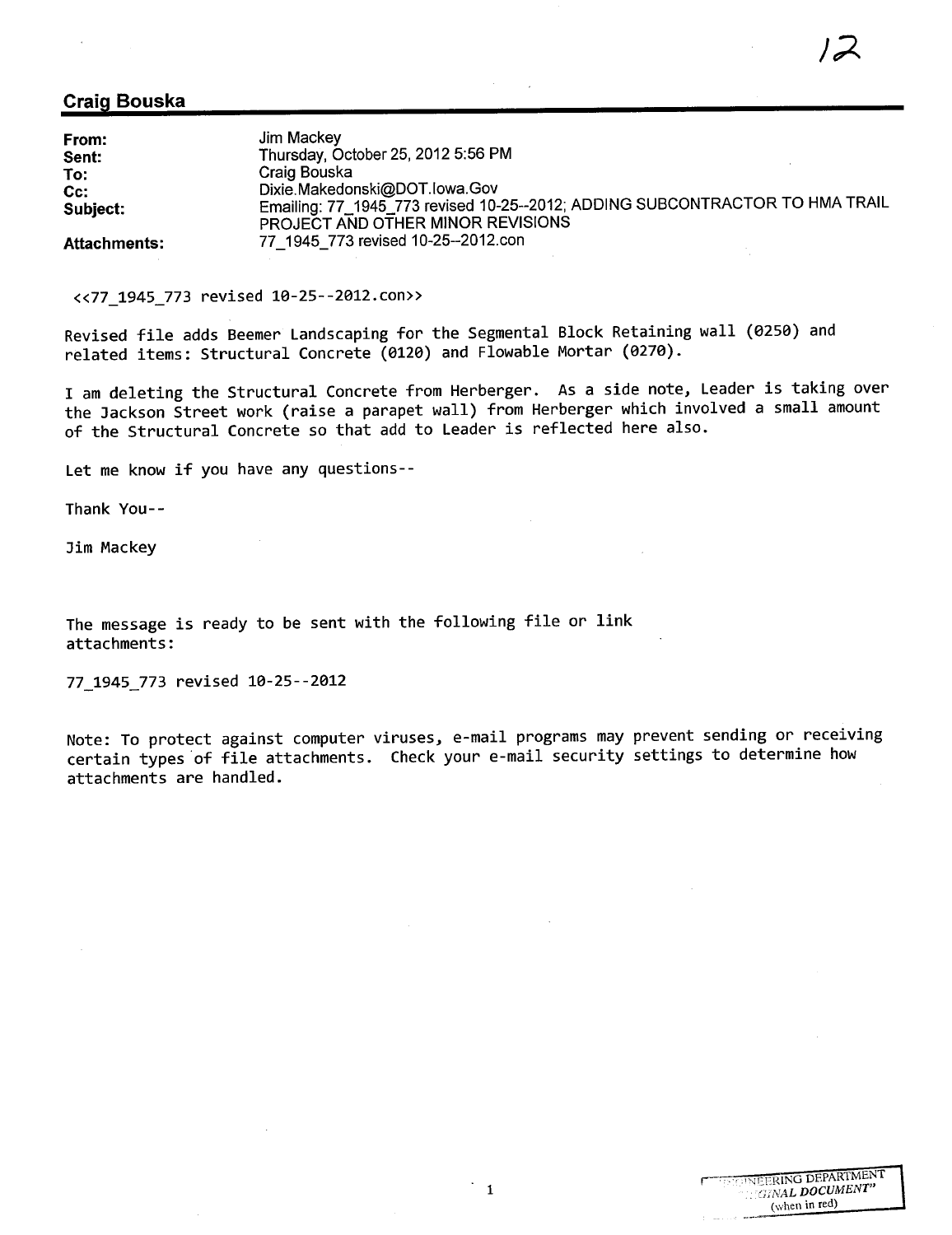## Craig Bouska

| | |
|---|---|
| **From:** | Jim Mackey |
| **Sent:** | Thursday, October 25, 2012 5:56 PM |
| **To:** | Craig Bouska |
| **Cc:** | Dixie.Makedonski@DOT.Iowa.Gov |
| **Subject:** | Emailing: 77_1945_773 revised 10-25--2012; ADDING SUBCONTRACTOR TO HMA TRAIL PROJECT AND OTHER MINOR REVISIONS |
| **Attachments:** | 77_1945_773 revised 10-25--2012.con |

<<77_1945_773 revised 10-25--2012.con>>

Revised file adds Beemer Landscaping for the Segmental Block Retaining wall (0250) and related items: Structural Concrete (0120) and Flowable Mortar (0270).

I am deleting the Structural Concrete from Herberger. As a side note, Leader is taking over the Jackson Street work (raise a parapet wall) from Herberger which involved a small amount of the Structural Concrete so that add to Leader is reflected here also.

Let me know if you have any questions--

Thank You--

Jim Mackey

The message is ready to be sent with the following file or link attachments:

77_1945_773 revised 10-25--2012

Note: To protect against computer viruses, e-mail programs may prevent sending or receiving certain types of file attachments. Check your e-mail security settings to determine how attachments are handled.

ENGINEERING DEPARTMENT "ORIGINAL DOCUMENT" (when in red)